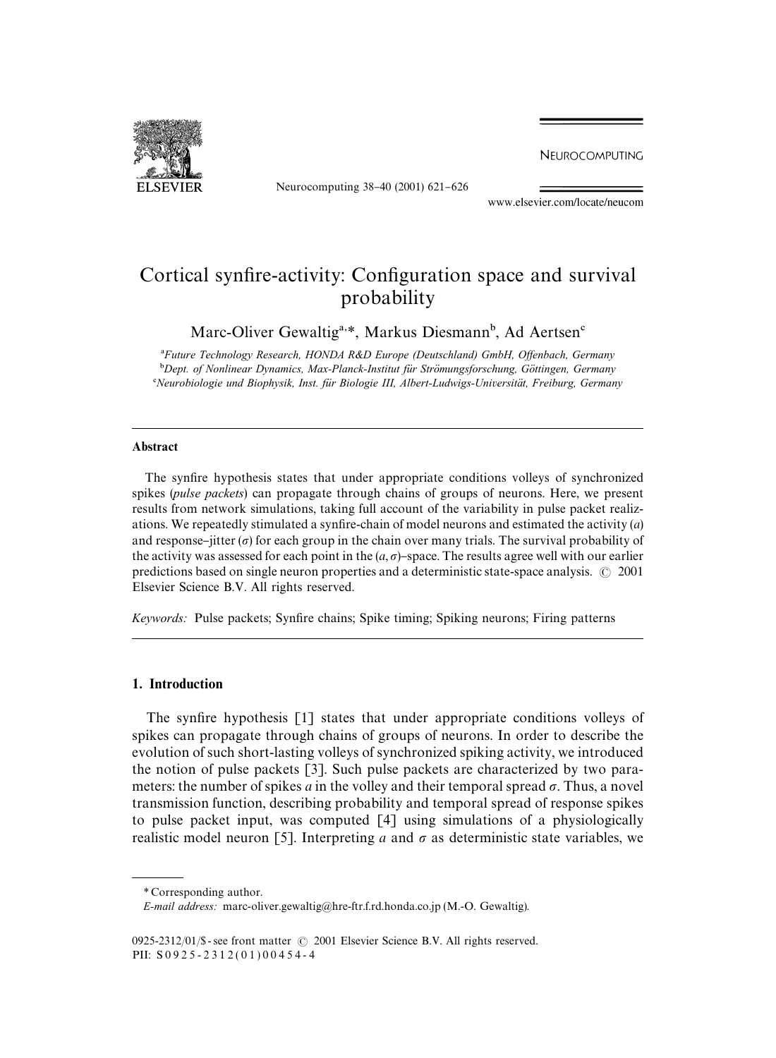# Cortical synfire-activity: Configuration space and survival probability

Marc-Oliver Gewaltig[a,*], Markus Diesmann[b], Ad Aertsen[c]

[a] Future Technology Research, HONDA R&D Europe (Deutschland) GmbH, Offenbach, Germany

[b] Dept. of Nonlinear Dynamics, Max-Planck-Institut für Strömungsforschung, Göttingen, Germany

[c] Neurobiologie und Biophysik, Inst. für Biologie III, Albert-Ludwigs-Universität, Freiburg, Germany

## Abstract

The synfire hypothesis states that under appropriate conditions volleys of synchronized spikes (*pulse packets*) can propagate through chains of groups of neurons. Here, we present results from network simulations, taking full account of the variability in pulse packet realizations. We repeatedly stimulated a synfire-chain of model neurons and estimated the activity ($a$) and response–jitter ($\sigma$) for each group in the chain over many trials. The survival probability of the activity was assessed for each point in the $(a, \sigma)$–space. The results agree well with our earlier predictions based on single neuron properties and a deterministic state-space analysis. © 2001 Elsevier Science B.V. All rights reserved.

*Keywords:* Pulse packets; Synfire chains; Spike timing; Spiking neurons; Firing patterns

## 1. Introduction

The synfire hypothesis [1] states that under appropriate conditions volleys of spikes can propagate through chains of groups of neurons. In order to describe the evolution of such short-lasting volleys of synchronized spiking activity, we introduced the notion of pulse packets [3]. Such pulse packets are characterized by two parameters: the number of spikes $a$ in the volley and their temporal spread $\sigma$. Thus, a novel transmission function, describing probability and temporal spread of response spikes to pulse packet input, was computed [4] using simulations of a physiologically realistic model neuron [5]. Interpreting $a$ and $\sigma$ as deterministic state variables, we

\* Corresponding author.

*E-mail address:* marc-oliver.gewaltig@hre-ftr.f.rd.honda.co.jp (M.-O. Gewaltig).

0925-2312/01/$ - see front matter © 2001 Elsevier Science B.V. All rights reserved.
PII: S0925-2312(01)00454-4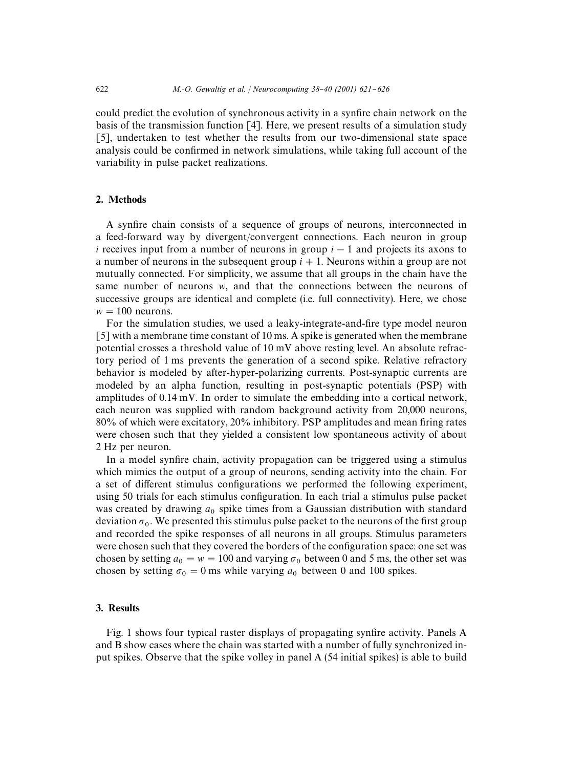could predict the evolution of synchronous activity in a synfire chain network on the basis of the transmission function [4]. Here, we present results of a simulation study [5], undertaken to test whether the results from our two-dimensional state space analysis could be confirmed in network simulations, while taking full account of the variability in pulse packet realizations.

## 2. Methods

A synfire chain consists of a sequence of groups of neurons, interconnected in a feed-forward way by divergent/convergent connections. Each neuron in group $i$ receives input from a number of neurons in group $i - 1$ and projects its axons to a number of neurons in the subsequent group $i + 1$. Neurons within a group are not mutually connected. For simplicity, we assume that all groups in the chain have the same number of neurons $w$, and that the connections between the neurons of successive groups are identical and complete (i.e. full connectivity). Here, we chose $w = 100$ neurons.

For the simulation studies, we used a leaky-integrate-and-fire type model neuron [5] with a membrane time constant of 10 ms. A spike is generated when the membrane potential crosses a threshold value of 10 mV above resting level. An absolute refractory period of 1 ms prevents the generation of a second spike. Relative refractory behavior is modeled by after-hyper-polarizing currents. Post-synaptic currents are modeled by an alpha function, resulting in post-synaptic potentials (PSP) with amplitudes of 0.14 mV. In order to simulate the embedding into a cortical network, each neuron was supplied with random background activity from 20,000 neurons, 80% of which were excitatory, 20% inhibitory. PSP amplitudes and mean firing rates were chosen such that they yielded a consistent low spontaneous activity of about 2 Hz per neuron.

In a model synfire chain, activity propagation can be triggered using a stimulus which mimics the output of a group of neurons, sending activity into the chain. For a set of different stimulus configurations we performed the following experiment, using 50 trials for each stimulus configuration. In each trial a stimulus pulse packet was created by drawing $a_0$ spike times from a Gaussian distribution with standard deviation $\sigma_0$. We presented this stimulus pulse packet to the neurons of the first group and recorded the spike responses of all neurons in all groups. Stimulus parameters were chosen such that they covered the borders of the configuration space: one set was chosen by setting $a_0 = w = 100$ and varying $\sigma_0$ between 0 and 5 ms, the other set was chosen by setting $\sigma_0 = 0$ ms while varying $a_0$ between 0 and 100 spikes.

## 3. Results

Fig. 1 shows four typical raster displays of propagating synfire activity. Panels A and B show cases where the chain was started with a number of fully synchronized input spikes. Observe that the spike volley in panel A (54 initial spikes) is able to build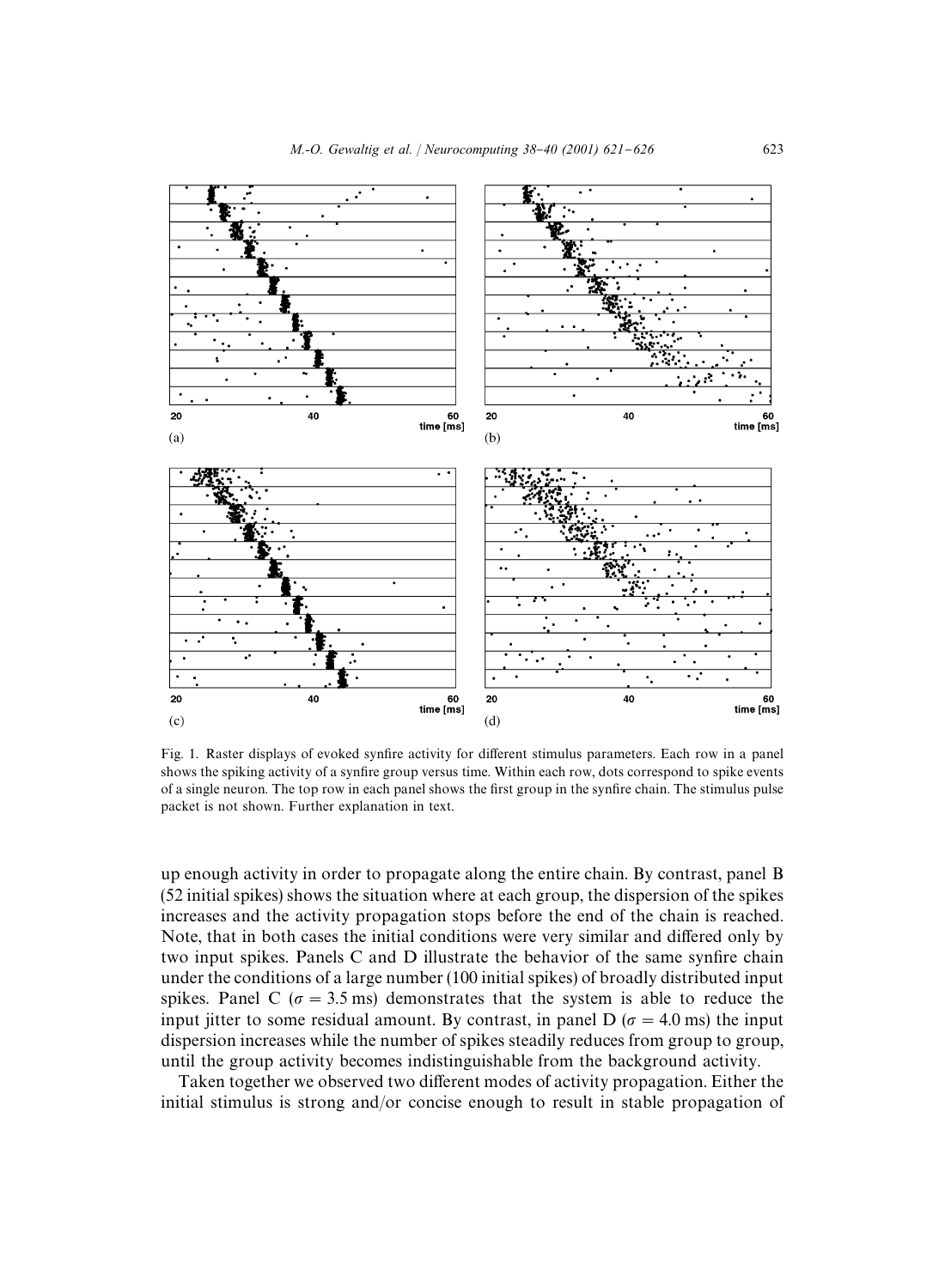Fig. 1. Raster displays of evoked synfire activity for different stimulus parameters. Each row in a panel shows the spiking activity of a synfire group versus time. Within each row, dots correspond to spike events of a single neuron. The top row in each panel shows the first group in the synfire chain. The stimulus pulse packet is not shown. Further explanation in text.

up enough activity in order to propagate along the entire chain. By contrast, panel B (52 initial spikes) shows the situation where at each group, the dispersion of the spikes increases and the activity propagation stops before the end of the chain is reached. Note, that in both cases the initial conditions were very similar and differed only by two input spikes. Panels C and D illustrate the behavior of the same synfire chain under the conditions of a large number (100 initial spikes) of broadly distributed input spikes. Panel C ($\sigma = 3.5$ ms) demonstrates that the system is able to reduce the input jitter to some residual amount. By contrast, in panel D ($\sigma = 4.0$ ms) the input dispersion increases while the number of spikes steadily reduces from group to group, until the group activity becomes indistinguishable from the background activity.

Taken together we observed two different modes of activity propagation. Either the initial stimulus is strong and/or concise enough to result in stable propagation of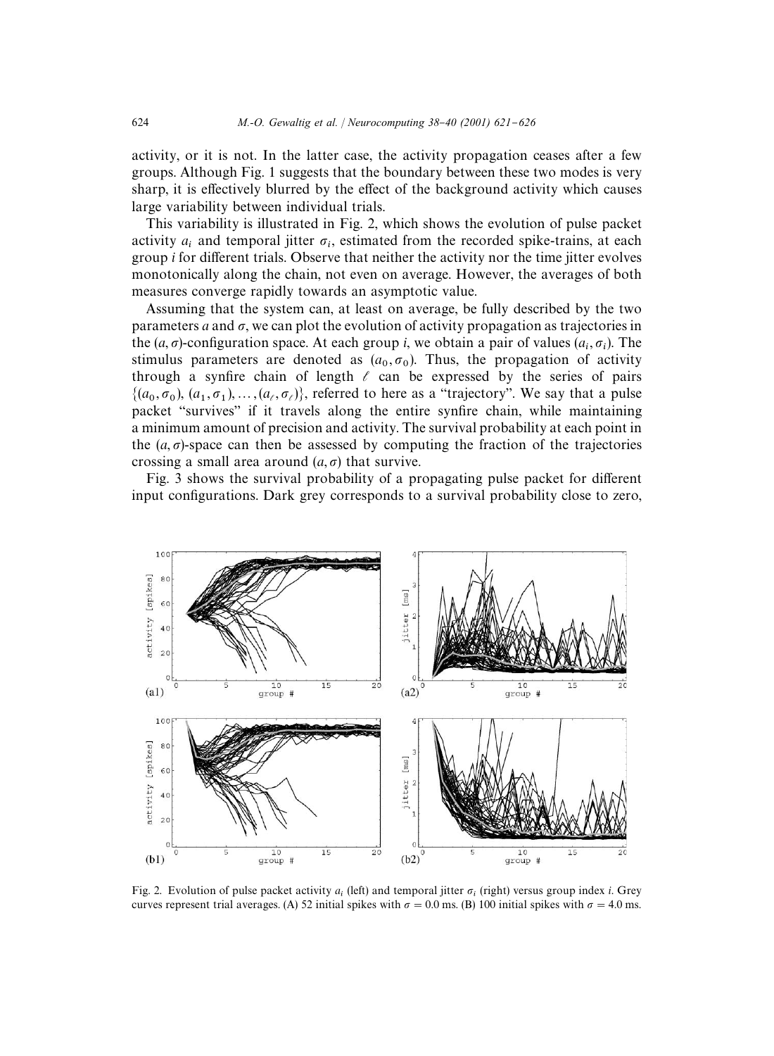activity, or it is not. In the latter case, the activity propagation ceases after a few groups. Although Fig. 1 suggests that the boundary between these two modes is very sharp, it is effectively blurred by the effect of the background activity which causes large variability between individual trials.

This variability is illustrated in Fig. 2, which shows the evolution of pulse packet activity $a_i$ and temporal jitter $\sigma_i$, estimated from the recorded spike-trains, at each group $i$ for different trials. Observe that neither the activity nor the time jitter evolves monotonically along the chain, not even on average. However, the averages of both measures converge rapidly towards an asymptotic value.

Assuming that the system can, at least on average, be fully described by the two parameters $a$ and $\sigma$, we can plot the evolution of activity propagation as trajectories in the $(a, \sigma)$-configuration space. At each group $i$, we obtain a pair of values $(a_i, \sigma_i)$. The stimulus parameters are denoted as $(a_0, \sigma_0)$. Thus, the propagation of activity through a synfire chain of length $\ell$ can be expressed by the series of pairs $\{(a_0, \sigma_0), (a_1, \sigma_1), \ldots, (a_\ell, \sigma_\ell)\}$, referred to here as a "trajectory". We say that a pulse packet "survives" if it travels along the entire synfire chain, while maintaining a minimum amount of precision and activity. The survival probability at each point in the $(a, \sigma)$-space can then be assessed by computing the fraction of the trajectories crossing a small area around $(a, \sigma)$ that survive.

Fig. 3 shows the survival probability of a propagating pulse packet for different input configurations. Dark grey corresponds to a survival probability close to zero,

Fig. 2. Evolution of pulse packet activity $a_i$ (left) and temporal jitter $\sigma_i$ (right) versus group index $i$. Grey curves represent trial averages. (A) 52 initial spikes with $\sigma = 0.0$ ms. (B) 100 initial spikes with $\sigma = 4.0$ ms.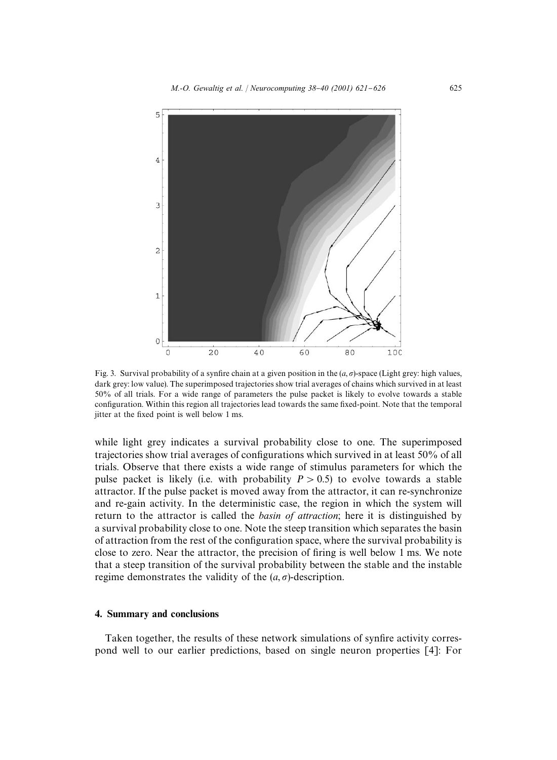Fig. 3. Survival probability of a synfire chain at a given position in the $(a, \sigma)$-space (Light grey: high values, dark grey: low value). The superimposed trajectories show trial averages of chains which survived in at least 50% of all trials. For a wide range of parameters the pulse packet is likely to evolve towards a stable configuration. Within this region all trajectories lead towards the same fixed-point. Note that the temporal jitter at the fixed point is well below 1 ms.

while light grey indicates a survival probability close to one. The superimposed trajectories show trial averages of configurations which survived in at least 50% of all trials. Observe that there exists a wide range of stimulus parameters for which the pulse packet is likely (i.e. with probability $P > 0.5$) to evolve towards a stable attractor. If the pulse packet is moved away from the attractor, it can re-synchronize and re-gain activity. In the deterministic case, the region in which the system will return to the attractor is called the *basin of attraction*; here it is distinguished by a survival probability close to one. Note the steep transition which separates the basin of attraction from the rest of the configuration space, where the survival probability is close to zero. Near the attractor, the precision of firing is well below 1 ms. We note that a steep transition of the survival probability between the stable and the instable regime demonstrates the validity of the $(a, \sigma)$-description.

## 4. Summary and conclusions

Taken together, the results of these network simulations of synfire activity correspond well to our earlier predictions, based on single neuron properties [4]: For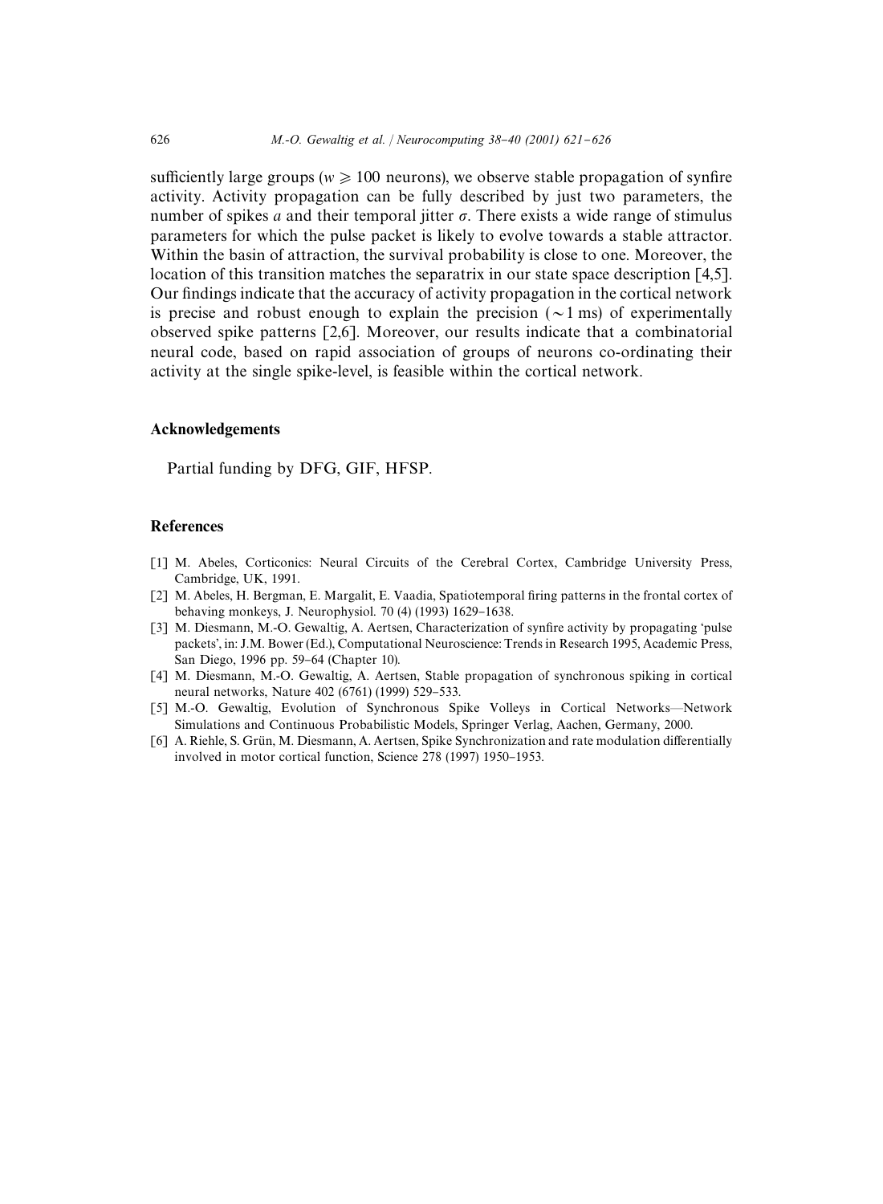sufficiently large groups ($w \geqslant 100$ neurons), we observe stable propagation of synfire activity. Activity propagation can be fully described by just two parameters, the number of spikes $a$ and their temporal jitter $\sigma$. There exists a wide range of stimulus parameters for which the pulse packet is likely to evolve towards a stable attractor. Within the basin of attraction, the survival probability is close to one. Moreover, the location of this transition matches the separatrix in our state space description [4,5]. Our findings indicate that the accuracy of activity propagation in the cortical network is precise and robust enough to explain the precision ($\sim 1$ ms) of experimentally observed spike patterns [2,6]. Moreover, our results indicate that a combinatorial neural code, based on rapid association of groups of neurons co-ordinating their activity at the single spike-level, is feasible within the cortical network.

## Acknowledgements

Partial funding by DFG, GIF, HFSP.

## References

[1] M. Abeles, Corticonics: Neural Circuits of the Cerebral Cortex, Cambridge University Press, Cambridge, UK, 1991.

[2] M. Abeles, H. Bergman, E. Margalit, E. Vaadia, Spatiotemporal firing patterns in the frontal cortex of behaving monkeys, J. Neurophysiol. 70 (4) (1993) 1629–1638.

[3] M. Diesmann, M.-O. Gewaltig, A. Aertsen, Characterization of synfire activity by propagating 'pulse packets', in: J.M. Bower (Ed.), Computational Neuroscience: Trends in Research 1995, Academic Press, San Diego, 1996 pp. 59–64 (Chapter 10).

[4] M. Diesmann, M.-O. Gewaltig, A. Aertsen, Stable propagation of synchronous spiking in cortical neural networks, Nature 402 (6761) (1999) 529–533.

[5] M.-O. Gewaltig, Evolution of Synchronous Spike Volleys in Cortical Networks—Network Simulations and Continuous Probabilistic Models, Springer Verlag, Aachen, Germany, 2000.

[6] A. Riehle, S. Grün, M. Diesmann, A. Aertsen, Spike Synchronization and rate modulation differentially involved in motor cortical function, Science 278 (1997) 1950–1953.